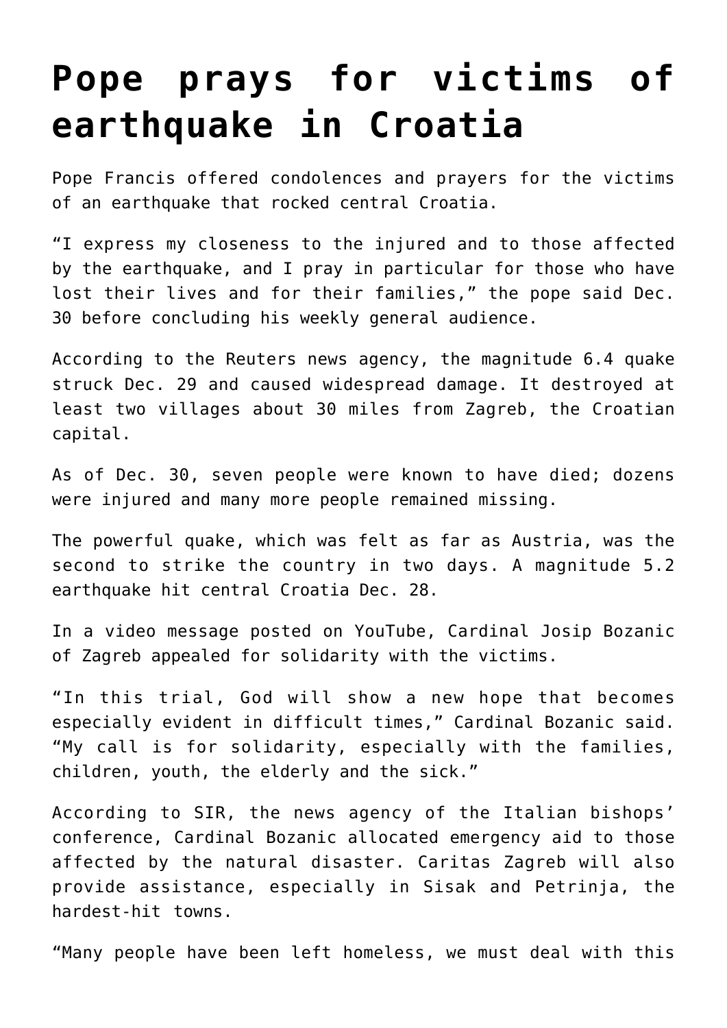# Pope prays for victims of earthquake in Croatia

Pope Francis offered condolences and prayers for the victims of an earthquake that rocked central Croatia.

“I express my closeness to the injured and to those affected by the earthquake, and I pray in particular for those who have lost their lives and for their families,” the pope said Dec. 30 before concluding his weekly general audience.

According to the Reuters news agency, the magnitude 6.4 quake struck Dec. 29 and caused widespread damage. It destroyed at least two villages about 30 miles from Zagreb, the Croatian capital.

As of Dec. 30, seven people were known to have died; dozens were injured and many more people remained missing.

The powerful quake, which was felt as far as Austria, was the second to strike the country in two days. A magnitude 5.2 earthquake hit central Croatia Dec. 28.

In a video message posted on YouTube, Cardinal Josip Bozanic of Zagreb appealed for solidarity with the victims.

“In this trial, God will show a new hope that becomes especially evident in difficult times,” Cardinal Bozanic said. “My call is for solidarity, especially with the families, children, youth, the elderly and the sick.”

According to SIR, the news agency of the Italian bishops’ conference, Cardinal Bozanic allocated emergency aid to those affected by the natural disaster. Caritas Zagreb will also provide assistance, especially in Sisak and Petrinja, the hardest-hit towns.

“Many people have been left homeless, we must deal with this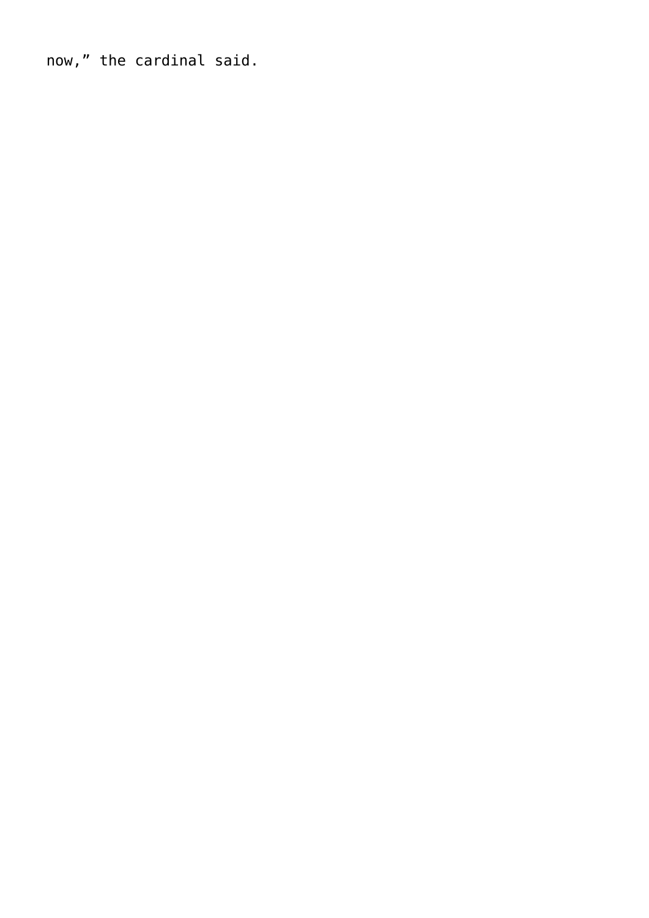now,” the cardinal said.